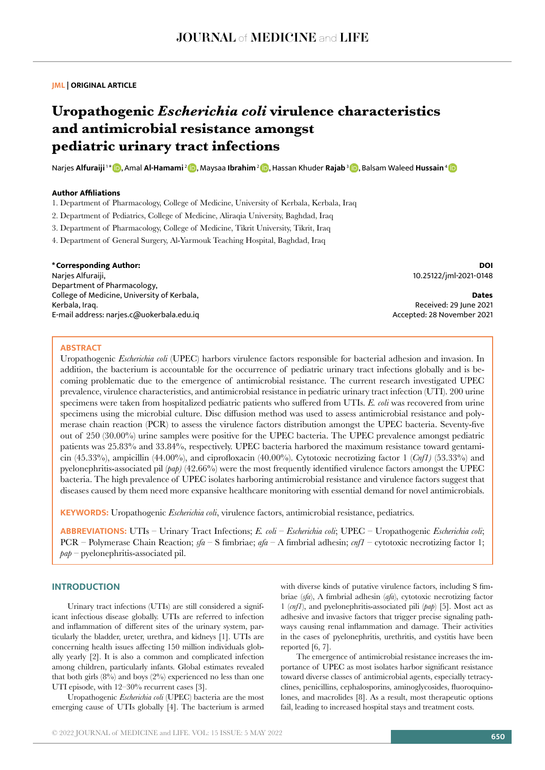**JML | ORIGINAL ARTICLE**

# Uropathogenic *Escherichia coli* virulence characteristics and antimicrobial resistance amongst pediatric urinary tract infections

Narjes **Alfuraiji**[1*], Amal **Al-Hamami**[2], Maysaa **Ibrahim**[2], Hassan Khuder **Rajab**[3], Balsam Waleed **Hussain**[4]

**Author Affiliations**

1. Department of Pharmacology, College of Medicine, University of Kerbala, Kerbala, Iraq
2. Department of Pediatrics, College of Medicine, Aliraqia University, Baghdad, Iraq
3. Department of Pharmacology, College of Medicine, Tikrit University, Tikrit, Iraq
4. Department of General Surgery, Al-Yarmouk Teaching Hospital, Baghdad, Iraq

**\*Corresponding Author:**
Narjes Alfuraiji,
Department of Pharmacology,
College of Medicine, University of Kerbala,
Kerbala, Iraq.
E-mail address: narjes.c@uokerbala.edu.iq

**DOI**
10.25122/jml-2021-0148

**Dates**
Received: 29 June 2021
Accepted: 28 November 2021

## ABSTRACT

Uropathogenic *Escherichia coli* (UPEC) harbors virulence factors responsible for bacterial adhesion and invasion. In addition, the bacterium is accountable for the occurrence of pediatric urinary tract infections globally and is becoming problematic due to the emergence of antimicrobial resistance. The current research investigated UPEC prevalence, virulence characteristics, and antimicrobial resistance in pediatric urinary tract infection (UTI). 200 urine specimens were taken from hospitalized pediatric patients who suffered from UTIs. *E. coli* was recovered from urine specimens using the microbial culture. Disc diffusion method was used to assess antimicrobial resistance and polymerase chain reaction (PCR) to assess the virulence factors distribution amongst the UPEC bacteria. Seventy-five out of 250 (30.00%) urine samples were positive for the UPEC bacteria. The UPEC prevalence amongst pediatric patients was 25.83% and 33.84%, respectively. UPEC bacteria harbored the maximum resistance toward gentamicin (45.33%), ampicillin (44.00%), and ciprofloxacin (40.00%). Cytotoxic necrotizing factor 1 (*Cnf1)* (53.33%) and pyelonephritis-associated pil *(pap)* (42.66%) were the most frequently identified virulence factors amongst the UPEC bacteria. The high prevalence of UPEC isolates harboring antimicrobial resistance and virulence factors suggest that diseases caused by them need more expansive healthcare monitoring with essential demand for novel antimicrobials.

**KEYWORDS:** Uropathogenic *Escherichia coli*, virulence factors, antimicrobial resistance, pediatrics.

**ABBREVIATIONS:** UTIs – Urinary Tract Infections; *E. coli* – *Escherichia coli*; UPEC – Uropathogenic *Escherichia coli*; PCR – Polymerase Chain Reaction; *sfa* – S fimbriae; *afa* – A fimbrial adhesin; *cnf1* – cytotoxic necrotizing factor 1; *pap* – pyelonephritis-associated pil.

## INTRODUCTION

Urinary tract infections (UTIs) are still considered a significant infectious disease globally. UTIs are referred to infection and inflammation of different sites of the urinary system, particularly the bladder, ureter, urethra, and kidneys [1]. UTIs are concerning health issues affecting 150 million individuals globally yearly [2]. It is also a common and complicated infection among children, particularly infants. Global estimates revealed that both girls (8%) and boys (2%) experienced no less than one UTI episode, with 12–30% recurrent cases [3].

Uropathogenic *Escherichia coli* (UPEC) bacteria are the most emerging cause of UTIs globally [4]. The bacterium is armed with diverse kinds of putative virulence factors, including S fimbriae (*sfa*), A fimbrial adhesin (*afa*), cytotoxic necrotizing factor 1 (*cnf1*), and pyelonephritis-associated pili (*pap*) [5]. Most act as adhesive and invasive factors that trigger precise signaling pathways causing renal inflammation and damage. Their activities in the cases of pyelonephritis, urethritis, and cystitis have been reported [6, 7].

The emergence of antimicrobial resistance increases the importance of UPEC as most isolates harbor significant resistance toward diverse classes of antimicrobial agents, especially tetracyclines, penicillins, cephalosporins, aminoglycosides, fluoroquinolones, and macrolides [8]. As a result, most therapeutic options fail, leading to increased hospital stays and treatment costs.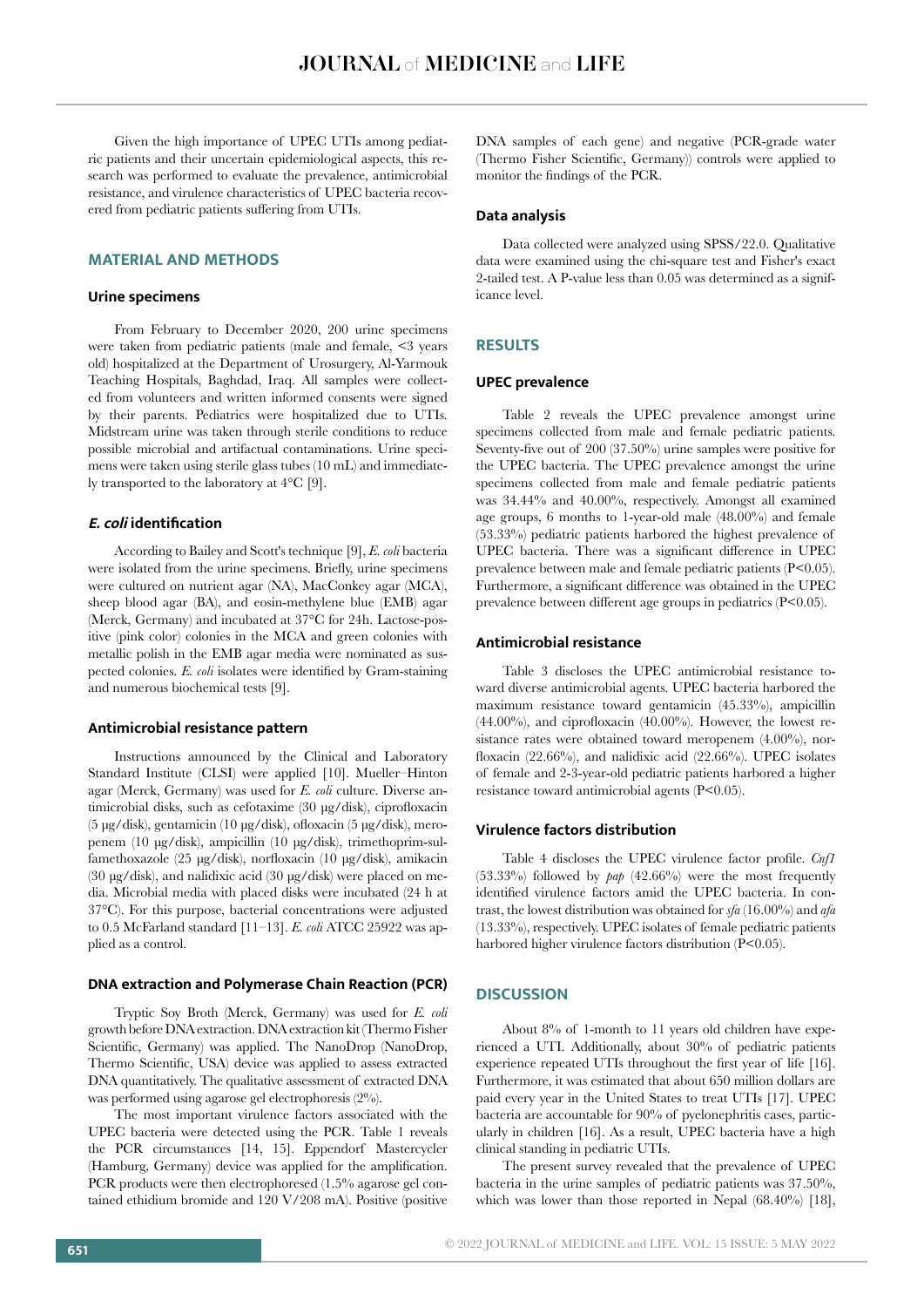Given the high importance of UPEC UTIs among pediatric patients and their uncertain epidemiological aspects, this research was performed to evaluate the prevalence, antimicrobial resistance, and virulence characteristics of UPEC bacteria recovered from pediatric patients suffering from UTIs.

## MATERIAL AND METHODS

### Urine specimens

From February to December 2020, 200 urine specimens were taken from pediatric patients (male and female, <3 years old) hospitalized at the Department of Urosurgery, Al-Yarmouk Teaching Hospitals, Baghdad, Iraq. All samples were collected from volunteers and written informed consents were signed by their parents. Pediatrics were hospitalized due to UTIs. Midstream urine was taken through sterile conditions to reduce possible microbial and artifactual contaminations. Urine specimens were taken using sterile glass tubes (10 mL) and immediately transported to the laboratory at 4°C [9].

### *E. coli* identification

According to Bailey and Scott's technique [9], *E. coli* bacteria were isolated from the urine specimens. Briefly, urine specimens were cultured on nutrient agar (NA), MacConkey agar (MCA), sheep blood agar (BA), and eosin-methylene blue (EMB) agar (Merck, Germany) and incubated at 37°C for 24h. Lactose-positive (pink color) colonies in the MCA and green colonies with metallic polish in the EMB agar media were nominated as suspected colonies. *E. coli* isolates were identified by Gram-staining and numerous biochemical tests [9].

### Antimicrobial resistance pattern

Instructions announced by the Clinical and Laboratory Standard Institute (CLSI) were applied [10]. Mueller–Hinton agar (Merck, Germany) was used for *E. coli* culture. Diverse antimicrobial disks, such as cefotaxime (30 μg/disk), ciprofloxacin (5 μg/disk), gentamicin (10 μg/disk), ofloxacin (5 μg/disk), meropenem (10 μg/disk), ampicillin (10 μg/disk), trimethoprim-sulfamethoxazole (25 μg/disk), norfloxacin (10 μg/disk), amikacin (30 μg/disk), and nalidixic acid (30 μg/disk) were placed on media. Microbial media with placed disks were incubated (24 h at 37°C). For this purpose, bacterial concentrations were adjusted to 0.5 McFarland standard [11–13]. *E. coli* ATCC 25922 was applied as a control.

### DNA extraction and Polymerase Chain Reaction (PCR)

Tryptic Soy Broth (Merck, Germany) was used for *E. coli* growth before DNA extraction. DNA extraction kit (Thermo Fisher Scientific, Germany) was applied. The NanoDrop (NanoDrop, Thermo Scientific, USA) device was applied to assess extracted DNA quantitatively. The qualitative assessment of extracted DNA was performed using agarose gel electrophoresis (2%).

The most important virulence factors associated with the UPEC bacteria were detected using the PCR. Table 1 reveals the PCR circumstances [14, 15]. Eppendorf Mastercycler (Hamburg, Germany) device was applied for the amplification. PCR products were then electrophoresed (1.5% agarose gel contained ethidium bromide and 120 V/208 mA). Positive (positive DNA samples of each gene) and negative (PCR-grade water (Thermo Fisher Scientific, Germany)) controls were applied to monitor the findings of the PCR.

### Data analysis

Data collected were analyzed using SPSS/22.0. Qualitative data were examined using the chi-square test and Fisher's exact 2-tailed test. A P-value less than 0.05 was determined as a significance level.

## RESULTS

### UPEC prevalence

Table 2 reveals the UPEC prevalence amongst urine specimens collected from male and female pediatric patients. Seventy-five out of 200 (37.50%) urine samples were positive for the UPEC bacteria. The UPEC prevalence amongst the urine specimens collected from male and female pediatric patients was 34.44% and 40.00%, respectively. Amongst all examined age groups, 6 months to 1-year-old male (48.00%) and female (53.33%) pediatric patients harbored the highest prevalence of UPEC bacteria. There was a significant difference in UPEC prevalence between male and female pediatric patients (P<0.05). Furthermore, a significant difference was obtained in the UPEC prevalence between different age groups in pediatrics (P<0.05).

### Antimicrobial resistance

Table 3 discloses the UPEC antimicrobial resistance toward diverse antimicrobial agents. UPEC bacteria harbored the maximum resistance toward gentamicin (45.33%), ampicillin (44.00%), and ciprofloxacin (40.00%). However, the lowest resistance rates were obtained toward meropenem (4.00%), norfloxacin (22.66%), and nalidixic acid (22.66%). UPEC isolates of female and 2-3-year-old pediatric patients harbored a higher resistance toward antimicrobial agents (P<0.05).

### Virulence factors distribution

Table 4 discloses the UPEC virulence factor profile. *Cnf1* (53.33%) followed by *pap* (42.66%) were the most frequently identified virulence factors amid the UPEC bacteria. In contrast, the lowest distribution was obtained for *sfa* (16.00%) and *afa* (13.33%), respectively. UPEC isolates of female pediatric patients harbored higher virulence factors distribution (P<0.05).

## DISCUSSION

About 8% of 1-month to 11 years old children have experienced a UTI. Additionally, about 30% of pediatric patients experience repeated UTIs throughout the first year of life [16]. Furthermore, it was estimated that about 650 million dollars are paid every year in the United States to treat UTIs [17]. UPEC bacteria are accountable for 90% of pyelonephritis cases, particularly in children [16]. As a result, UPEC bacteria have a high clinical standing in pediatric UTIs.

The present survey revealed that the prevalence of UPEC bacteria in the urine samples of pediatric patients was 37.50%, which was lower than those reported in Nepal (68.40%) [18],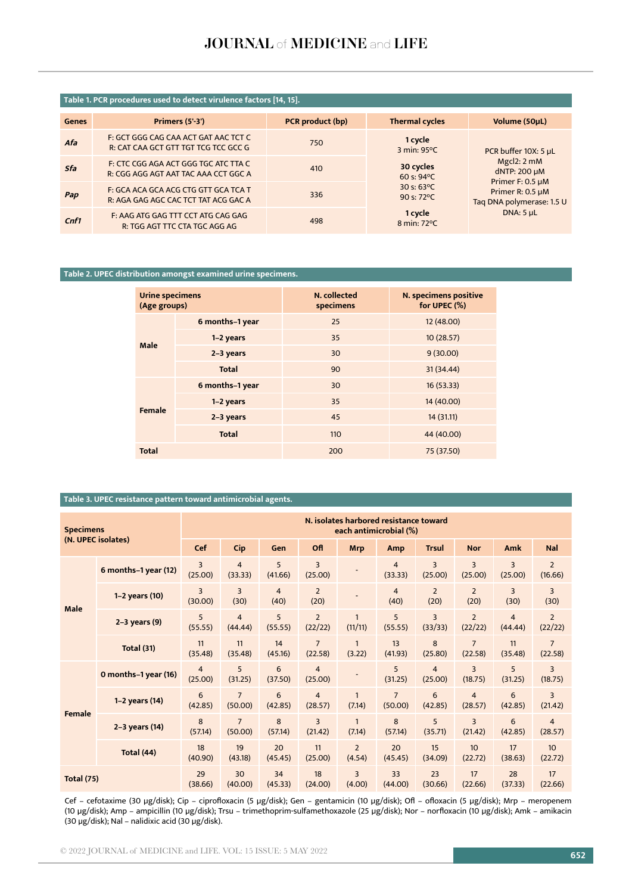**Table 1. PCR procedures used to detect virulence factors [14, 15].**

| Genes | Primers (5'-3') | PCR product (bp) | Thermal cycles | Volume (50µL) |
|---|---|---|---|---|
| *Afa* | F: GCT GGG CAG CAA ACT GAT AAC TCT C<br>R: CAT CAA GCT GTT TGT TCG TCC GCC G | 750 | **1 cycle**<br>3 min: 95°C | PCR buffer 10X: 5 µL<br>Mgcl2: 2 mM<br>dNTP: 200 µM<br>Primer F: 0.5 µM<br>Primer R: 0.5 µM<br>Taq DNA polymerase: 1.5 U<br>DNA: 5 µL |
| *Sfa* | F: CTC CGG AGA ACT GGG TGC ATC TTA C<br>R: CGG AGG AGT AAT TAC AAA CCT GGC A | 410 | **30 cycles**<br>60 s: 94°C<br>30 s: 63°C<br>90 s: 72°C | |
| *Pap* | F: GCA ACA GCA ACG CTG GTT GCA TCA T<br>R: AGA GAG AGC CAC TCT TAT ACG GAC A | 336 | | |
| *Cnf1* | F: AAG ATG GAG TTT CCT ATG CAG GAG<br>R: TGG AGT TTC CTA TGC AGG AG | 498 | **1 cycle**<br>8 min: 72°C | |

**Table 2. UPEC distribution amongst examined urine specimens.**

| Urine specimens (Age groups) | | N. collected specimens | N. specimens positive for UPEC (%) |
|---|---|---|---|
| Male | 6 months–1 year | 25 | 12 (48.00) |
| | 1–2 years | 35 | 10 (28.57) |
| | 2–3 years | 30 | 9 (30.00) |
| | Total | 90 | 31 (34.44) |
| Female | 6 months–1 year | 30 | 16 (53.33) |
| | 1–2 years | 35 | 14 (40.00) |
| | 2–3 years | 45 | 14 (31.11) |
| | Total | 110 | 44 (40.00) |
| Total | | 200 | 75 (37.50) |

**Table 3. UPEC resistance pattern toward antimicrobial agents.**

| Specimens (N. UPEC isolates) | | N. isolates harbored resistance toward each antimicrobial (%) | | | | | | | | | |
|---|---|---|---|---|---|---|---|---|---|---|---|
| | | Cef | Cip | Gen | Ofl | Mrp | Amp | Trsu | Nor | Amk | Nal |
| Male | 6 months–1 year (12) | 3 (25.00) | 4 (33.33) | 5 (41.66) | 3 (25.00) | - | 4 (33.33) | 3 (25.00) | 3 (25.00) | 3 (25.00) | 2 (16.66) |
| | 1–2 years (10) | 3 (30.00) | 3 (30) | 4 (40) | 2 (20) | - | 4 (40) | 2 (20) | 2 (20) | 3 (30) | 3 (30) |
| | 2–3 years (9) | 5 (55.55) | 4 (44.44) | 5 (55.55) | 2 (22/22) | 1 (11/11) | 5 (55.55) | 3 (33/33) | 2 (22/22) | 4 (44.44) | 2 (22/22) |
| | Total (31) | 11 (35.48) | 11 (35.48) | 14 (45.16) | 7 (22.58) | 1 (3.22) | 13 (41.93) | 8 (25.80) | 7 (22.58) | 11 (35.48) | 7 (22.58) |
| Female | 0 months–1 year (16) | 4 (25.00) | 5 (31.25) | 6 (37.50) | 4 (25.00) | - | 5 (31.25) | 4 (25.00) | 3 (18.75) | 5 (31.25) | 3 (18.75) |
| | 1–2 years (14) | 6 (42.85) | 7 (50.00) | 6 (42.85) | 4 (28.57) | 1 (7.14) | 7 (50.00) | 6 (42.85) | 4 (28.57) | 6 (42.85) | 3 (21.42) |
| | 2–3 years (14) | 8 (57.14) | 7 (50.00) | 8 (57.14) | 3 (21.42) | 1 (7.14) | 8 (57.14) | 5 (35.71) | 3 (21.42) | 6 (42.85) | 4 (28.57) |
| | Total (44) | 18 (40.90) | 19 (43.18) | 20 (45.45) | 11 (25.00) | 2 (4.54) | 20 (45.45) | 15 (34.09) | 10 (22.72) | 17 (38.63) | 10 (22.72) |
| Total (75) | | 29 (38.66) | 30 (40.00) | 34 (45.33) | 18 (24.00) | 3 (4.00) | 33 (44.00) | 23 (30.66) | 17 (22.66) | 28 (37.33) | 17 (22.66) |

Cef – cefotaxime (30 µg/disk); Cip – ciprofloxacin (5 µg/disk); Gen – gentamicin (10 µg/disk); Ofl – ofloxacin (5 µg/disk); Mrp – meropenem (10 µg/disk); Amp – ampicillin (10 µg/disk); Trsu – trimethoprim-sulfamethoxazole (25 µg/disk); Nor – norfloxacin (10 µg/disk); Amk – amikacin (30 µg/disk); Nal – nalidixic acid (30 µg/disk).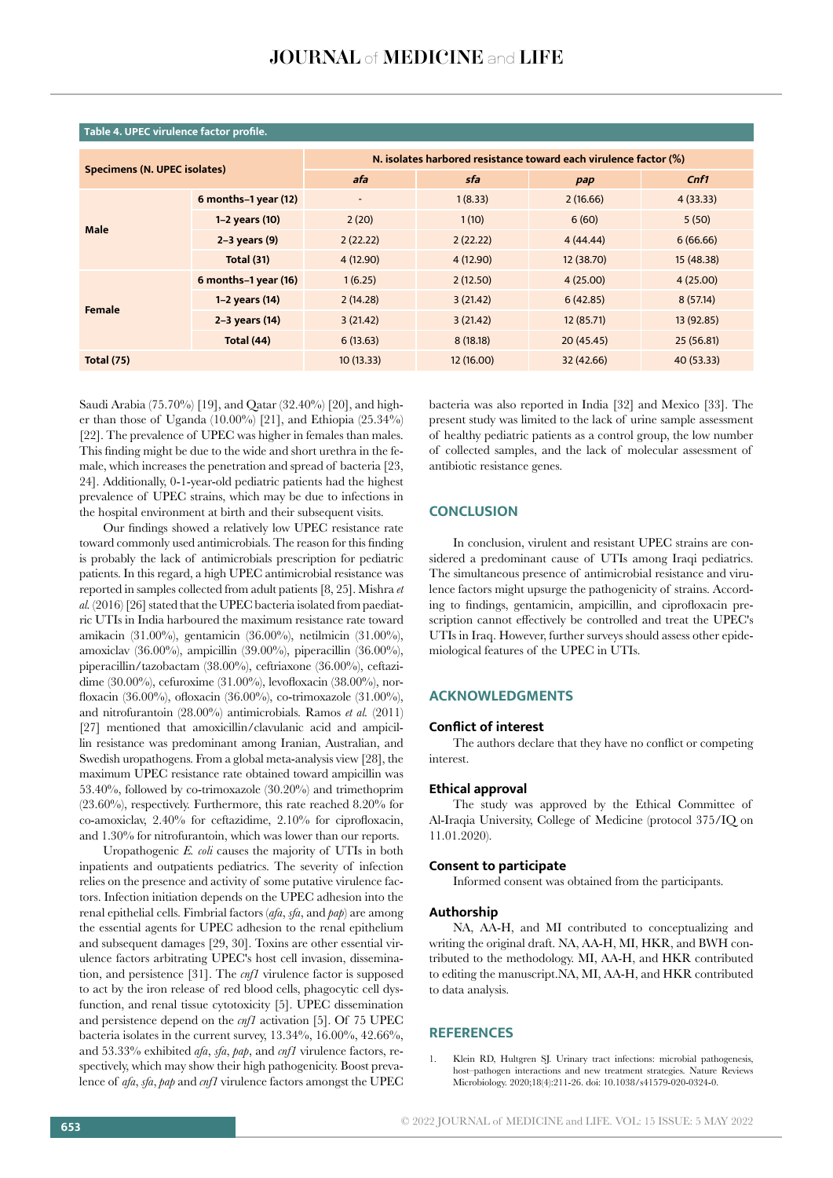**Table 4. UPEC virulence factor profile.**

| Specimens (N. UPEC isolates) | | N. isolates harbored resistance toward each virulence factor (%) | | | |
|---|---|---|---|---|---|
| | | *afa* | *sfa* | *pap* | *Cnf1* |
| Male | 6 months–1 year (12) | - | 1 (8.33) | 2 (16.66) | 4 (33.33) |
| | 1–2 years (10) | 2 (20) | 1 (10) | 6 (60) | 5 (50) |
| | 2–3 years (9) | 2 (22.22) | 2 (22.22) | 4 (44.44) | 6 (66.66) |
| | Total (31) | 4 (12.90) | 4 (12.90) | 12 (38.70) | 15 (48.38) |
| Female | 6 months–1 year (16) | 1 (6.25) | 2 (12.50) | 4 (25.00) | 4 (25.00) |
| | 1–2 years (14) | 2 (14.28) | 3 (21.42) | 6 (42.85) | 8 (57.14) |
| | 2–3 years (14) | 3 (21.42) | 3 (21.42) | 12 (85.71) | 13 (92.85) |
| | Total (44) | 6 (13.63) | 8 (18.18) | 20 (45.45) | 25 (56.81) |
| Total (75) | | 10 (13.33) | 12 (16.00) | 32 (42.66) | 40 (53.33) |

Saudi Arabia (75.70%) [19], and Qatar (32.40%) [20], and higher than those of Uganda (10.00%) [21], and Ethiopia (25.34%) [22]. The prevalence of UPEC was higher in females than males. This finding might be due to the wide and short urethra in the female, which increases the penetration and spread of bacteria [23, 24]. Additionally, 0-1-year-old pediatric patients had the highest prevalence of UPEC strains, which may be due to infections in the hospital environment at birth and their subsequent visits.

Our findings showed a relatively low UPEC resistance rate toward commonly used antimicrobials. The reason for this finding is probably the lack of antimicrobials prescription for pediatric patients. In this regard, a high UPEC antimicrobial resistance was reported in samples collected from adult patients [8, 25]. Mishra *et al.* (2016) [26] stated that the UPEC bacteria isolated from paediatric UTIs in India harboured the maximum resistance rate toward amikacin (31.00%), gentamicin (36.00%), netilmicin (31.00%), amoxiclav (36.00%), ampicillin (39.00%), piperacillin (36.00%), piperacillin/tazobactam (38.00%), ceftriaxone (36.00%), ceftazidime (30.00%), cefuroxime (31.00%), levofloxacin (38.00%), norfloxacin (36.00%), ofloxacin (36.00%), co-trimoxazole (31.00%), and nitrofurantoin (28.00%) antimicrobials. Ramos *et al.* (2011) [27] mentioned that amoxicillin/clavulanic acid and ampicillin resistance was predominant among Iranian, Australian, and Swedish uropathogens. From a global meta-analysis view [28], the maximum UPEC resistance rate obtained toward ampicillin was 53.40%, followed by co-trimoxazole (30.20%) and trimethoprim (23.60%), respectively. Furthermore, this rate reached 8.20% for co-amoxiclav, 2.40% for ceftazidime, 2.10% for ciprofloxacin, and 1.30% for nitrofurantoin, which was lower than our reports.

Uropathogenic *E. coli* causes the majority of UTIs in both inpatients and outpatients pediatrics. The severity of infection relies on the presence and activity of some putative virulence factors. Infection initiation depends on the UPEC adhesion into the renal epithelial cells. Fimbrial factors (*afa*, *sfa*, and *pap*) are among the essential agents for UPEC adhesion to the renal epithelium and subsequent damages [29, 30]. Toxins are other essential virulence factors arbitrating UPEC's host cell invasion, dissemination, and persistence [31]. The *cnf1* virulence factor is supposed to act by the iron release of red blood cells, phagocytic cell dysfunction, and renal tissue cytotoxicity [5]. UPEC dissemination and persistence depend on the *cnf1* activation [5]. Of 75 UPEC bacteria isolates in the current survey, 13.34%, 16.00%, 42.66%, and 53.33% exhibited *afa*, *sfa*, *pap*, and *cnf1* virulence factors, respectively, which may show their high pathogenicity. Boost prevalence of *afa*, *sfa*, *pap* and *cnf1* virulence factors amongst the UPEC bacteria was also reported in India [32] and Mexico [33]. The present study was limited to the lack of urine sample assessment of healthy pediatric patients as a control group, the low number of collected samples, and the lack of molecular assessment of antibiotic resistance genes.

## CONCLUSION

In conclusion, virulent and resistant UPEC strains are considered a predominant cause of UTIs among Iraqi pediatrics. The simultaneous presence of antimicrobial resistance and virulence factors might upsurge the pathogenicity of strains. According to findings, gentamicin, ampicillin, and ciprofloxacin prescription cannot effectively be controlled and treat the UPEC's UTIs in Iraq. However, further surveys should assess other epidemiological features of the UPEC in UTIs.

## ACKNOWLEDGMENTS

### Conflict of interest

The authors declare that they have no conflict or competing interest.

### Ethical approval

The study was approved by the Ethical Committee of Al-Iraqia University, College of Medicine (protocol 375/IQ on 11.01.2020).

### Consent to participate

Informed consent was obtained from the participants.

### Authorship

NA, AA-H, and MI contributed to conceptualizing and writing the original draft. NA, AA-H, MI, HKR, and BWH contributed to the methodology. MI, AA-H, and HKR contributed to editing the manuscript.NA, MI, AA-H, and HKR contributed to data analysis.

## REFERENCES

1. Klein RD, Hultgren SJ. Urinary tract infections: microbial pathogenesis, host–pathogen interactions and new treatment strategies. Nature Reviews Microbiology. 2020;18(4):211-26. doi: 10.1038/s41579-020-0324-0.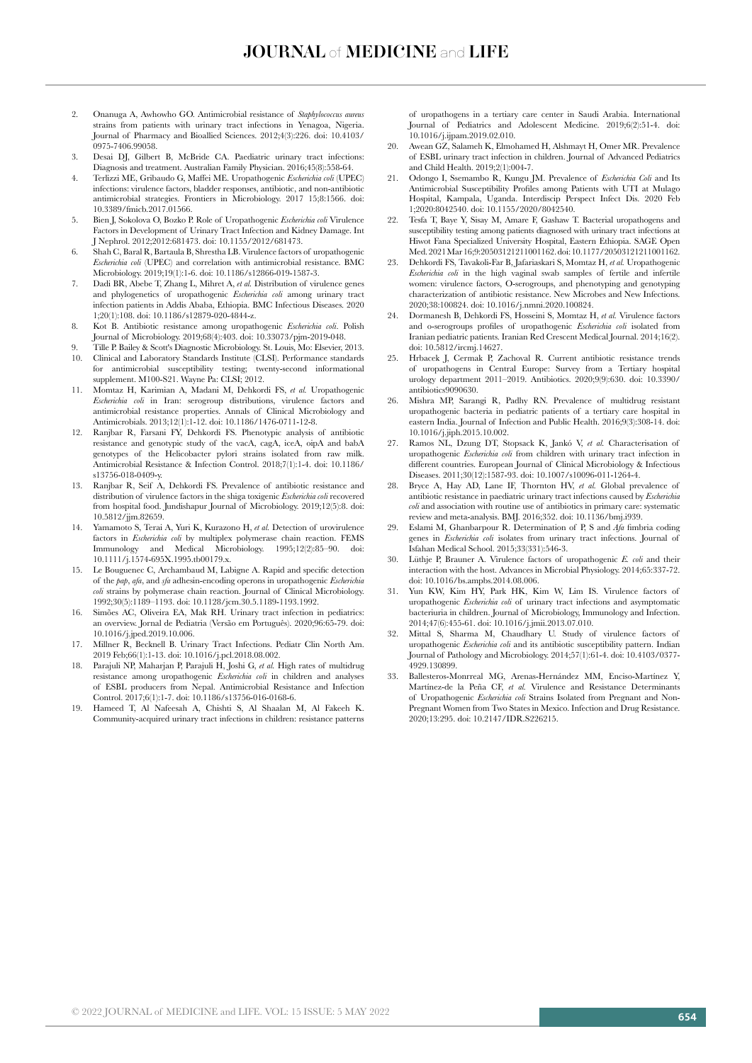2. Onanuga A, Awhowho GO. Antimicrobial resistance of *Staphylococcus aureus* strains from patients with urinary tract infections in Yenagoa, Nigeria. Journal of Pharmacy and Bioallied Sciences. 2012;4(3):226. doi: 10.4103/0975-7406.99058.
3. Desai DJ, Gilbert B, McBride CA. Paediatric urinary tract infections: Diagnosis and treatment. Australian Family Physician. 2016;45(8):558-64.
4. Terlizzi ME, Gribaudo G, Maffei ME. Uropathogenic *Escherichia coli* (UPEC) infections: virulence factors, bladder responses, antibiotic, and non-antibiotic antimicrobial strategies. Frontiers in Microbiology. 2017 15;8:1566. doi: 10.3389/fmicb.2017.01566.
5. Bien J, Sokolova O, Bozko P. Role of Uropathogenic *Escherichia coli* Virulence Factors in Development of Urinary Tract Infection and Kidney Damage. Int J Nephrol. 2012;2012:681473. doi: 10.1155/2012/681473.
6. Shah C, Baral R, Bartaula B, Shrestha LB. Virulence factors of uropathogenic *Escherichia coli* (UPEC) and correlation with antimicrobial resistance. BMC Microbiology. 2019;19(1):1-6. doi: 10.1186/s12866-019-1587-3.
7. Dadi BR, Abebe T, Zhang L, Mihret A, *et al.* Distribution of virulence genes and phylogenetics of uropathogenic *Escherichia coli* among urinary tract infection patients in Addis Ababa, Ethiopia. BMC Infectious Diseases. 2020 1;20(1):108. doi: 10.1186/s12879-020-4844-z.
8. Kot B. Antibiotic resistance among uropathogenic *Escherichia coli*. Polish Journal of Microbiology. 2019;68(4):403. doi: 10.33073/pjm-2019-048.
9. Tille P. Bailey & Scott's Diagnostic Microbiology. St. Louis, Mo: Elsevier, 2013.
10. Clinical and Laboratory Standards Institute (CLSI). Performance standards for antimicrobial susceptibility testing; twenty-second informational supplement. M100-S21. Wayne Pa: CLSI; 2012.
11. Momtaz H, Karimian A, Madani M, Dehkordi FS, *et al.* Uropathogenic *Escherichia coli* in Iran: serogroup distributions, virulence factors and antimicrobial resistance properties. Annals of Clinical Microbiology and Antimicrobials. 2013;12(1):1-12. doi: 10.1186/1476-0711-12-8.
12. Ranjbar R, Farsani FY, Dehkordi FS. Phenotypic analysis of antibiotic resistance and genotypic study of the vacA, cagA, iceA, oipA and babA genotypes of the Helicobacter pylori strains isolated from raw milk. Antimicrobial Resistance & Infection Control. 2018;7(1):1-4. doi: 10.1186/s13756-018-0409-y.
13. Ranjbar R, Seif A, Dehkordi FS. Prevalence of antibiotic resistance and distribution of virulence factors in the shiga toxigenic *Escherichia coli* recovered from hospital food. Jundishapur Journal of Microbiology. 2019;12(5):8. doi: 10.5812/jjm.82659.
14. Yamamoto S, Terai A, Yuri K, Kurazono H, *et al.* Detection of urovirulence factors in *Escherichia coli* by multiplex polymerase chain reaction. FEMS Immunology and Medical Microbiology. 1995;12(2):85–90. doi: 10.1111/j.1574-695X.1995.tb00179.x.
15. Le Bouguenec C, Archambaud M, Labigne A. Rapid and specific detection of the *pap*, *afa*, and *sfa* adhesin-encoding operons in uropathogenic *Escherichia coli* strains by polymerase chain reaction. Journal of Clinical Microbiology. 1992;30(5):1189–1193. doi: 10.1128/jcm.30.5.1189-1193.1992.
16. Simões AC, Oliveira EA, Mak RH. Urinary tract infection in pediatrics: an overview. Jornal de Pediatria (Versão em Português). 2020;96:65-79. doi: 10.1016/j.jped.2019.10.006.
17. Millner R, Becknell B. Urinary Tract Infections. Pediatr Clin North Am. 2019 Feb;66(1):1-13. doi: 10.1016/j.pcl.2018.08.002.
18. Parajuli NP, Maharjan P, Parajuli H, Joshi G, *et al.* High rates of multidrug resistance among uropathogenic *Escherichia coli* in children and analyses of ESBL producers from Nepal. Antimicrobial Resistance and Infection Control. 2017;6(1):1-7. doi: 10.1186/s13756-016-0168-6.
19. Hameed T, Al Nafeesah A, Chishti S, Al Shaalan M, Al Fakeeh K. Community-acquired urinary tract infections in children: resistance patterns of uropathogens in a tertiary care center in Saudi Arabia. International Journal of Pediatrics and Adolescent Medicine. 2019;6(2):51-4. doi: 10.1016/j.ijpam.2019.02.010.
20. Awean GZ, Salameh K, Elmohamed H, Alshmayt H, Omer MR. Prevalence of ESBL urinary tract infection in children. Journal of Advanced Pediatrics and Child Health. 2019;2(1):004-7.
21. Odongo I, Ssemambo R, Kungu JM. Prevalence of *Escherichia Coli* and Its Antimicrobial Susceptibility Profiles among Patients with UTI at Mulago Hospital, Kampala, Uganda. Interdiscip Perspect Infect Dis. 2020 Feb 1;2020:8042540. doi: 10.1155/2020/8042540.
22. Tesfa T, Baye Y, Sisay M, Amare F, Gashaw T. Bacterial uropathogens and susceptibility testing among patients diagnosed with urinary tract infections at Hiwot Fana Specialized University Hospital, Eastern Ethiopia. SAGE Open Med. 2021 Mar 16;9:20503121211001162. doi: 10.1177/20503121211001162.
23. Dehkordi FS, Tavakoli-Far B, Jafariaskari S, Momtaz H, *et al.* Uropathogenic *Escherichia coli* in the high vaginal swab samples of fertile and infertile women: virulence factors, O-serogroups, and phenotyping and genotyping characterization of antibiotic resistance. New Microbes and New Infections. 2020;38:100824. doi: 10.1016/j.nmni.2020.100824.
24. Dormanesh B, Dehkordi FS, Hosseini S, Momtaz H, *et al.* Virulence factors and o-serogroups profiles of uropathogenic *Escherichia coli* isolated from Iranian pediatric patients. Iranian Red Crescent Medical Journal. 2014;16(2). doi: 10.5812/ircmj.14627.
25. Hrbacek J, Cermak P, Zachoval R. Current antibiotic resistance trends of uropathogens in Central Europe: Survey from a Tertiary hospital urology department 2011–2019. Antibiotics. 2020;9(9):630. doi: 10.3390/antibiotics9090630.
26. Mishra MP, Sarangi R, Padhy RN. Prevalence of multidrug resistant uropathogenic bacteria in pediatric patients of a tertiary care hospital in eastern India. Journal of Infection and Public Health. 2016;9(3):308-14. doi: 10.1016/j.jiph.2015.10.002.
27. Ramos NL, Dzung DT, Stopsack K, Jankó V, *et al.* Characterisation of uropathogenic *Escherichia coli* from children with urinary tract infection in different countries. European Journal of Clinical Microbiology & Infectious Diseases. 2011;30(12):1587-93. doi: 10.1007/s10096-011-1264-4.
28. Bryce A, Hay AD, Lane IF, Thornton HV, *et al.* Global prevalence of antibiotic resistance in paediatric urinary tract infections caused by *Escherichia coli* and association with routine use of antibiotics in primary care: systematic review and meta-analysis. BMJ. 2016;352. doi: 10.1136/bmj.i939.
29. Eslami M, Ghanbarpour R. Determination of P, S and *Afa* fimbria coding genes in *Escherichia coli* isolates from urinary tract infections. Journal of Isfahan Medical School. 2015;33(331):546-3.
30. Lüthje P, Brauner A. Virulence factors of uropathogenic *E. coli* and their interaction with the host. Advances in Microbial Physiology. 2014;65:337-72. doi: 10.1016/bs.ampbs.2014.08.006.
31. Yun KW, Kim HY, Park HK, Kim W, Lim IS. Virulence factors of uropathogenic *Escherichia coli* of urinary tract infections and asymptomatic bacteriuria in children. Journal of Microbiology, Immunology and Infection. 2014;47(6):455-61. doi: 10.1016/j.jmii.2013.07.010.
32. Mittal S, Sharma M, Chaudhary U. Study of virulence factors of uropathogenic *Escherichia coli* and its antibiotic susceptibility pattern. Indian Journal of Pathology and Microbiology. 2014;57(1):61-4. doi: 10.4103/0377-4929.130899.
33. Ballesteros-Monrreal MG, Arenas-Hernández MM, Enciso-Martínez Y, Martínez-de la Peña CF, *et al.* Virulence and Resistance Determinants of Uropathogenic *Escherichia coli* Strains Isolated from Pregnant and Non-Pregnant Women from Two States in Mexico. Infection and Drug Resistance. 2020;13:295. doi: 10.2147/IDR.S226215.